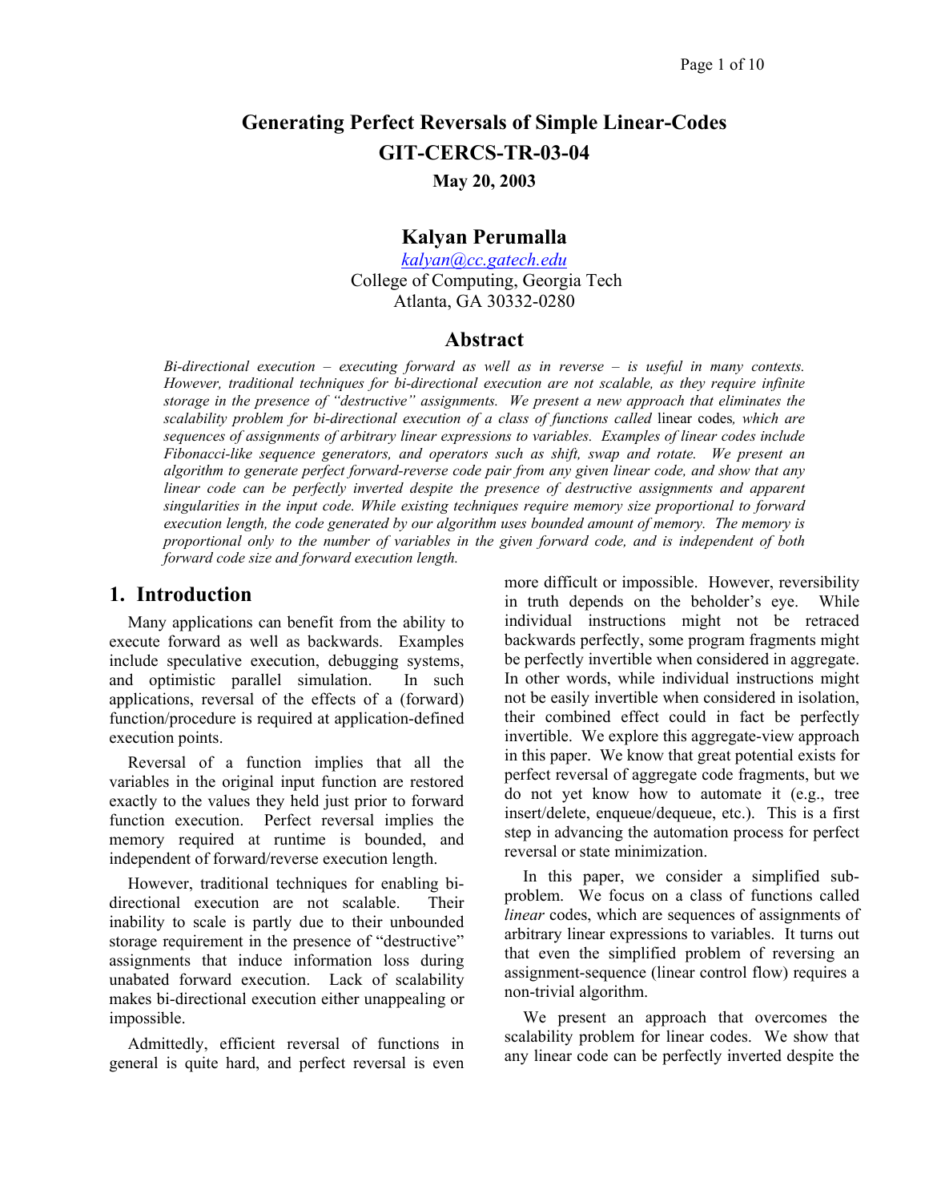# Generating Perfect Reversals of Simple Linear-Codes

## GIT-CERCS-TR-03-04

**May 20, 2003**

## Kalyan Perumalla

*kalyan@cc.gatech.edu*
College of Computing, Georgia Tech
Atlanta, GA 30332-0280

## Abstract

*Bi-directional execution – executing forward as well as in reverse – is useful in many contexts. However, traditional techniques for bi-directional execution are not scalable, as they require infinite storage in the presence of "destructive" assignments. We present a new approach that eliminates the scalability problem for bi-directional execution of a class of functions called* linear codes*, which are sequences of assignments of arbitrary linear expressions to variables. Examples of linear codes include Fibonacci-like sequence generators, and operators such as shift, swap and rotate. We present an algorithm to generate perfect forward-reverse code pair from any given linear code, and show that any linear code can be perfectly inverted despite the presence of destructive assignments and apparent singularities in the input code. While existing techniques require memory size proportional to forward execution length, the code generated by our algorithm uses bounded amount of memory. The memory is proportional only to the number of variables in the given forward code, and is independent of both forward code size and forward execution length.*

## 1. Introduction

Many applications can benefit from the ability to execute forward as well as backwards. Examples include speculative execution, debugging systems, and optimistic parallel simulation. In such applications, reversal of the effects of a (forward) function/procedure is required at application-defined execution points.

Reversal of a function implies that all the variables in the original input function are restored exactly to the values they held just prior to forward function execution. Perfect reversal implies the memory required at runtime is bounded, and independent of forward/reverse execution length.

However, traditional techniques for enabling bi-directional execution are not scalable. Their inability to scale is partly due to their unbounded storage requirement in the presence of "destructive" assignments that induce information loss during unabated forward execution. Lack of scalability makes bi-directional execution either unappealing or impossible.

Admittedly, efficient reversal of functions in general is quite hard, and perfect reversal is even more difficult or impossible. However, reversibility in truth depends on the beholder's eye. While individual instructions might not be retraced backwards perfectly, some program fragments might be perfectly invertible when considered in aggregate. In other words, while individual instructions might not be easily invertible when considered in isolation, their combined effect could in fact be perfectly invertible. We explore this aggregate-view approach in this paper. We know that great potential exists for perfect reversal of aggregate code fragments, but we do not yet know how to automate it (e.g., tree insert/delete, enqueue/dequeue, etc.). This is a first step in advancing the automation process for perfect reversal or state minimization.

In this paper, we consider a simplified sub-problem. We focus on a class of functions called *linear* codes, which are sequences of assignments of arbitrary linear expressions to variables. It turns out that even the simplified problem of reversing an assignment-sequence (linear control flow) requires a non-trivial algorithm.

We present an approach that overcomes the scalability problem for linear codes. We show that any linear code can be perfectly inverted despite the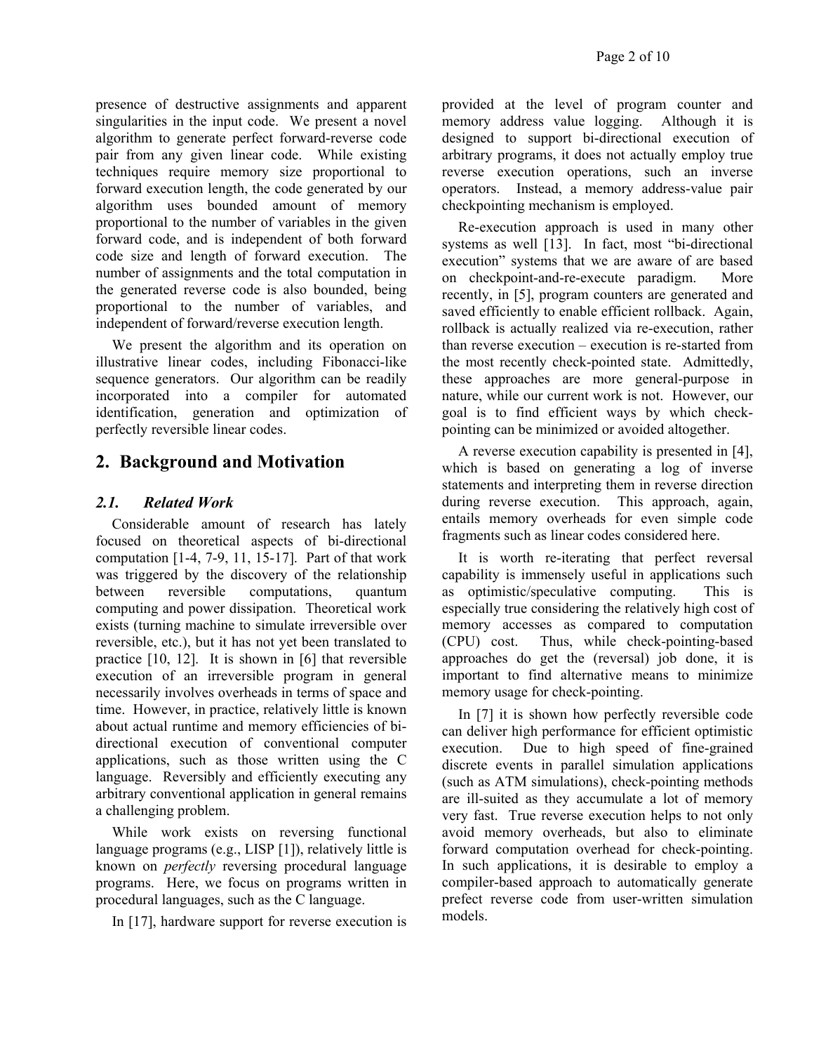presence of destructive assignments and apparent singularities in the input code. We present a novel algorithm to generate perfect forward-reverse code pair from any given linear code. While existing techniques require memory size proportional to forward execution length, the code generated by our algorithm uses bounded amount of memory proportional to the number of variables in the given forward code, and is independent of both forward code size and length of forward execution. The number of assignments and the total computation in the generated reverse code is also bounded, being proportional to the number of variables, and independent of forward/reverse execution length.

We present the algorithm and its operation on illustrative linear codes, including Fibonacci-like sequence generators. Our algorithm can be readily incorporated into a compiler for automated identification, generation and optimization of perfectly reversible linear codes.

## 2. Background and Motivation

### *2.1. Related Work*

Considerable amount of research has lately focused on theoretical aspects of bi-directional computation [1-4, 7-9, 11, 15-17]. Part of that work was triggered by the discovery of the relationship between reversible computations, quantum computing and power dissipation. Theoretical work exists (turning machine to simulate irreversible over reversible, etc.), but it has not yet been translated to practice [10, 12]. It is shown in [6] that reversible execution of an irreversible program in general necessarily involves overheads in terms of space and time. However, in practice, relatively little is known about actual runtime and memory efficiencies of bi-directional execution of conventional computer applications, such as those written using the C language. Reversibly and efficiently executing any arbitrary conventional application in general remains a challenging problem.

While work exists on reversing functional language programs (e.g., LISP [1]), relatively little is known on *perfectly* reversing procedural language programs. Here, we focus on programs written in procedural languages, such as the C language.

In [17], hardware support for reverse execution is provided at the level of program counter and memory address value logging. Although it is designed to support bi-directional execution of arbitrary programs, it does not actually employ true reverse execution operations, such an inverse operators. Instead, a memory address-value pair checkpointing mechanism is employed.

Re-execution approach is used in many other systems as well [13]. In fact, most "bi-directional execution" systems that we are aware of are based on checkpoint-and-re-execute paradigm. More recently, in [5], program counters are generated and saved efficiently to enable efficient rollback. Again, rollback is actually realized via re-execution, rather than reverse execution – execution is re-started from the most recently check-pointed state. Admittedly, these approaches are more general-purpose in nature, while our current work is not. However, our goal is to find efficient ways by which check-pointing can be minimized or avoided altogether.

A reverse execution capability is presented in [4], which is based on generating a log of inverse statements and interpreting them in reverse direction during reverse execution. This approach, again, entails memory overheads for even simple code fragments such as linear codes considered here.

It is worth re-iterating that perfect reversal capability is immensely useful in applications such as optimistic/speculative computing. This is especially true considering the relatively high cost of memory accesses as compared to computation (CPU) cost. Thus, while check-pointing-based approaches do get the (reversal) job done, it is important to find alternative means to minimize memory usage for check-pointing.

In [7] it is shown how perfectly reversible code can deliver high performance for efficient optimistic execution. Due to high speed of fine-grained discrete events in parallel simulation applications (such as ATM simulations), check-pointing methods are ill-suited as they accumulate a lot of memory very fast. True reverse execution helps to not only avoid memory overheads, but also to eliminate forward computation overhead for check-pointing. In such applications, it is desirable to employ a compiler-based approach to automatically generate prefect reverse code from user-written simulation models.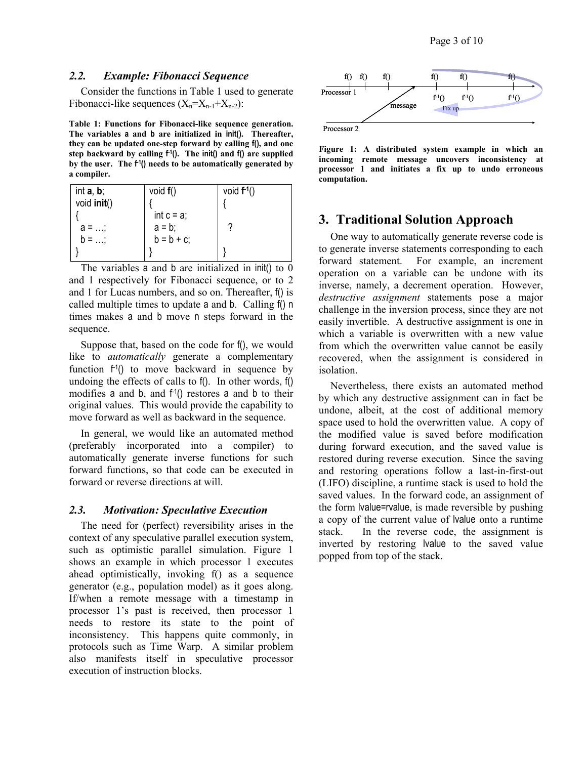### 2.2. *Example: Fibonacci Sequence*

Consider the functions in Table 1 used to generate Fibonacci-like sequences ($X_n=X_{n-1}+X_{n-2}$):

**Table 1: Functions for Fibonacci-like sequence generation. The variables a and b are initialized in init(). Thereafter, they can be updated one-step forward by calling f(), and one step backward by calling $f^{-1}()$. The init() and f() are supplied by the user. The $f^{-1}()$ needs to be automatically generated by a compiler.**

| int **a**, **b**; void **init**() { a = …; b = …; } | void **f**() { int c = a; a = b; b = b + c; } | void **f$^{-1}$**() { ? } |
|---|---|---|

The variables a and b are initialized in init() to 0 and 1 respectively for Fibonacci sequence, or to 2 and 1 for Lucas numbers, and so on. Thereafter, f() is called multiple times to update a and b. Calling f() n times makes a and b move n steps forward in the sequence.

Suppose that, based on the code for f(), we would like to *automatically* generate a complementary function $f^{-1}()$ to move backward in sequence by undoing the effects of calls to f(). In other words, f() modifies a and b, and $f^{-1}()$ restores a and b to their original values. This would provide the capability to move forward as well as backward in the sequence.

In general, we would like an automated method (preferably incorporated into a compiler) to automatically generate inverse functions for such forward functions, so that code can be executed in forward or reverse directions at will.

### 2.3. *Motivation: Speculative Execution*

The need for (perfect) reversibility arises in the context of any speculative parallel execution system, such as optimistic parallel simulation. Figure 1 shows an example in which processor 1 executes ahead optimistically, invoking f() as a sequence generator (e.g., population model) as it goes along. If/when a remote message with a timestamp in processor 1's past is received, then processor 1 needs to restore its state to the point of inconsistency. This happens quite commonly, in protocols such as Time Warp. A similar problem also manifests itself in speculative processor execution of instruction blocks.

**Figure 1: A distributed system example in which an incoming remote message uncovers inconsistency at processor 1 and initiates a fix up to undo erroneous computation.**

## 3. Traditional Solution Approach

One way to automatically generate reverse code is to generate inverse statements corresponding to each forward statement. For example, an increment operation on a variable can be undone with its inverse, namely, a decrement operation. However, *destructive assignment* statements pose a major challenge in the inversion process, since they are not easily invertible. A destructive assignment is one in which a variable is overwritten with a new value from which the overwritten value cannot be easily recovered, when the assignment is considered in isolation.

Nevertheless, there exists an automated method by which any destructive assignment can in fact be undone, albeit, at the cost of additional memory space used to hold the overwritten value. A copy of the modified value is saved before modification during forward execution, and the saved value is restored during reverse execution. Since the saving and restoring operations follow a last-in-first-out (LIFO) discipline, a runtime stack is used to hold the saved values. In the forward code, an assignment of the form lvalue=rvalue, is made reversible by pushing a copy of the current value of lvalue onto a runtime stack. In the reverse code, the assignment is inverted by restoring lvalue to the saved value popped from top of the stack.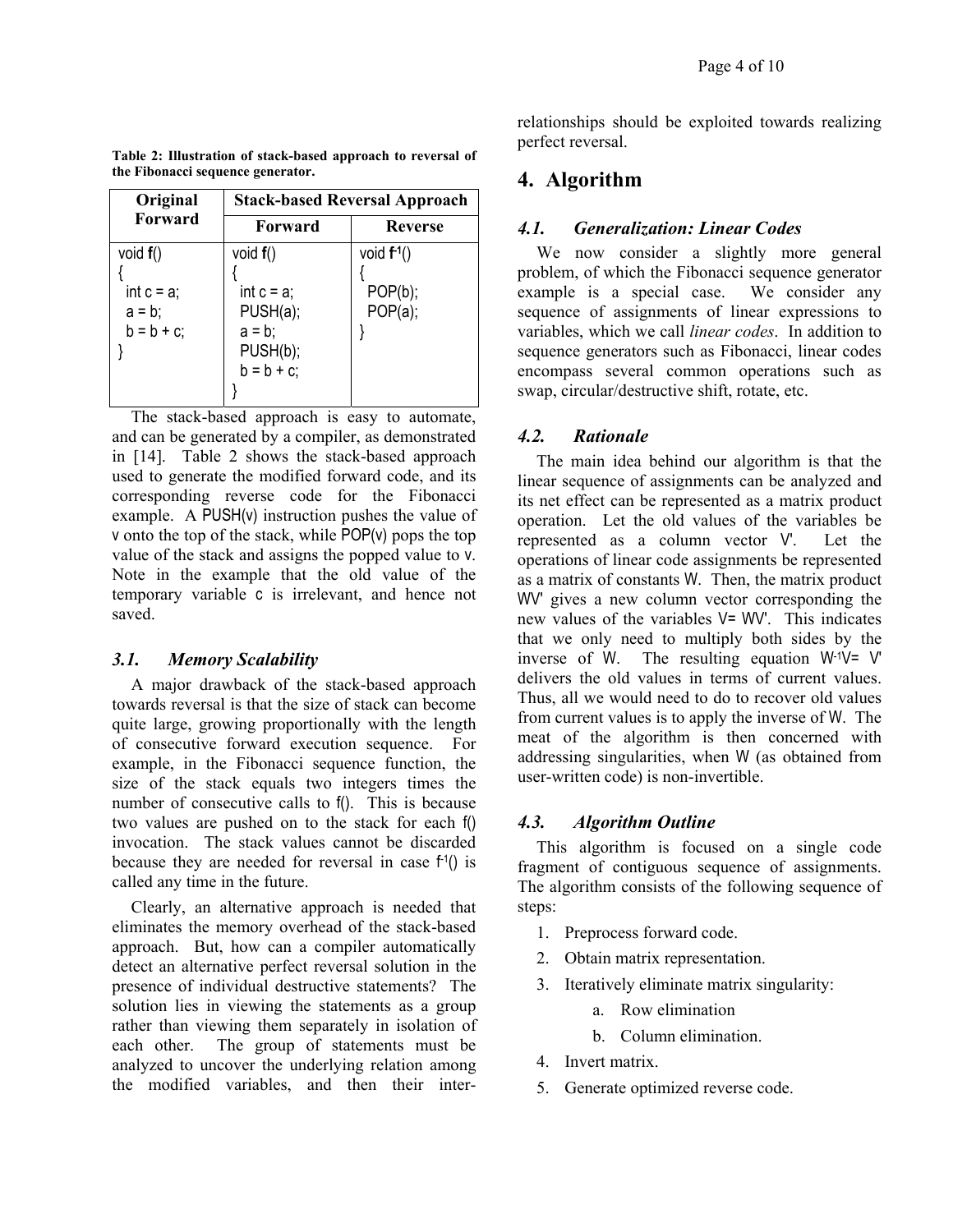**Table 2: Illustration of stack-based approach to reversal of the Fibonacci sequence generator.**

| Original Forward | Stack-based Reversal Approach | |
|---|---|---|
| | Forward | Reverse |
| void **f**()<br>{<br>  int c = a;<br>  a = b;<br>  b = b + c;<br>} | void **f**()<br>{<br>  int c = a;<br>  PUSH(a);<br>  a = b;<br>  PUSH(b);<br>  b = b + c;<br>} | void $\mathbf{f}^{-1}$()<br>{<br>  POP(b);<br>  POP(a);<br>} |

The stack-based approach is easy to automate, and can be generated by a compiler, as demonstrated in [14]. Table 2 shows the stack-based approach used to generate the modified forward code, and its corresponding reverse code for the Fibonacci example. A PUSH(v) instruction pushes the value of v onto the top of the stack, while POP(v) pops the top value of the stack and assigns the popped value to v. Note in the example that the old value of the temporary variable c is irrelevant, and hence not saved.

### 3.1. Memory Scalability

A major drawback of the stack-based approach towards reversal is that the size of stack can become quite large, growing proportionally with the length of consecutive forward execution sequence. For example, in the Fibonacci sequence function, the size of the stack equals two integers times the number of consecutive calls to f(). This is because two values are pushed on to the stack for each f() invocation. The stack values cannot be discarded because they are needed for reversal in case $f^{-1}$() is called any time in the future.

Clearly, an alternative approach is needed that eliminates the memory overhead of the stack-based approach. But, how can a compiler automatically detect an alternative perfect reversal solution in the presence of individual destructive statements? The solution lies in viewing the statements as a group rather than viewing them separately in isolation of each other. The group of statements must be analyzed to uncover the underlying relation among the modified variables, and then their inter-relationships should be exploited towards realizing perfect reversal.

## 4. Algorithm

### 4.1. Generalization: Linear Codes

We now consider a slightly more general problem, of which the Fibonacci sequence generator example is a special case. We consider any sequence of assignments of linear expressions to variables, which we call *linear codes*. In addition to sequence generators such as Fibonacci, linear codes encompass several common operations such as swap, circular/destructive shift, rotate, etc.

### 4.2. Rationale

The main idea behind our algorithm is that the linear sequence of assignments can be analyzed and its net effect can be represented as a matrix product operation. Let the old values of the variables be represented as a column vector $V'$. Let the operations of linear code assignments be represented as a matrix of constants $W$. Then, the matrix product $WV'$ gives a new column vector corresponding the new values of the variables $V = WV'$. This indicates that we only need to multiply both sides by the inverse of $W$. The resulting equation $W^{-1}V = V'$ delivers the old values in terms of current values. Thus, all we would need to do to recover old values from current values is to apply the inverse of $W$. The meat of the algorithm is then concerned with addressing singularities, when $W$ (as obtained from user-written code) is non-invertible.

### 4.3. Algorithm Outline

This algorithm is focused on a single code fragment of contiguous sequence of assignments. The algorithm consists of the following sequence of steps:

1. Preprocess forward code.
2. Obtain matrix representation.
3. Iteratively eliminate matrix singularity:
   a. Row elimination
   b. Column elimination.
4. Invert matrix.
5. Generate optimized reverse code.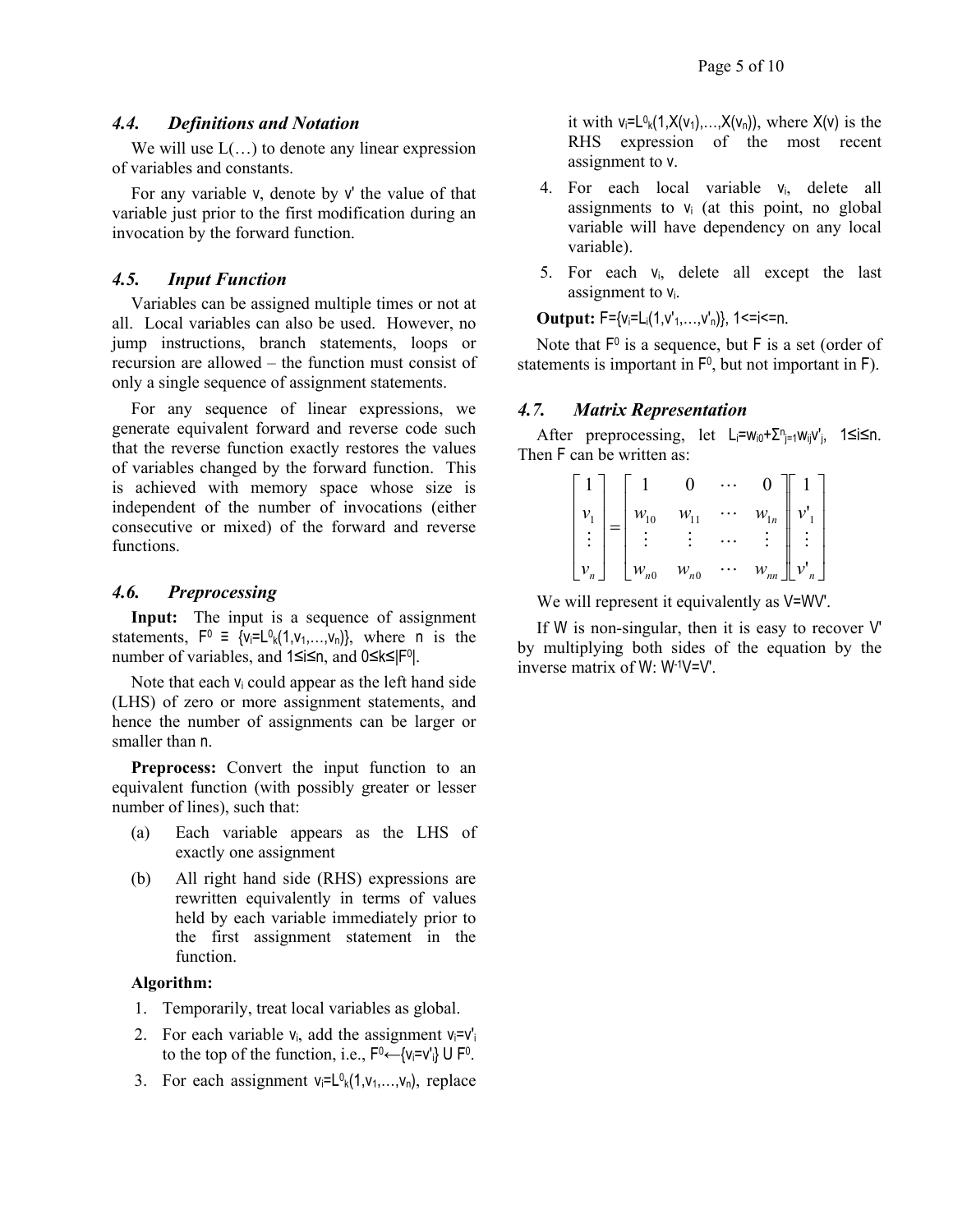### 4.4. Definitions and Notation

We will use L(…) to denote any linear expression of variables and constants.

For any variable $v$, denote by $v'$ the value of that variable just prior to the first modification during an invocation by the forward function.

### 4.5. Input Function

Variables can be assigned multiple times or not at all. Local variables can also be used. However, no jump instructions, branch statements, loops or recursion are allowed – the function must consist of only a single sequence of assignment statements.

For any sequence of linear expressions, we generate equivalent forward and reverse code such that the reverse function exactly restores the values of variables changed by the forward function. This is achieved with memory space whose size is independent of the number of invocations (either consecutive or mixed) of the forward and reverse functions.

### 4.6. Preprocessing

**Input:** The input is a sequence of assignment statements, $F^0 \equiv \{v_i=L^0_k(1,v_1,\ldots,v_n)\}$, where $n$ is the number of variables, and $1\leq i\leq n$, and $0\leq k\leq|F^0|$.

Note that each $v_i$ could appear as the left hand side (LHS) of zero or more assignment statements, and hence the number of assignments can be larger or smaller than $n$.

**Preprocess:** Convert the input function to an equivalent function (with possibly greater or lesser number of lines), such that:

(a) Each variable appears as the LHS of exactly one assignment

(b) All right hand side (RHS) expressions are rewritten equivalently in terms of values held by each variable immediately prior to the first assignment statement in the function.

**Algorithm:**

1. Temporarily, treat local variables as global.
2. For each variable $v_i$, add the assignment $v_i=v'_i$ to the top of the function, i.e., $F^0 \leftarrow \{v_i=v'_i\} \cup F^0$.
3. For each assignment $v_i=L^0_k(1,v_1,\ldots,v_n)$, replace it with $v_i=L^0_k(1,X(v_1),\ldots,X(v_n))$, where $X(v)$ is the RHS expression of the most recent assignment to $v$.
4. For each local variable $v_i$, delete all assignments to $v_i$ (at this point, no global variable will have dependency on any local variable).
5. For each $v_i$, delete all except the last assignment to $v_i$.

**Output:** $F=\{v_i=L_i(1,v'_1,\ldots,v'_n)\}$, $1<=i<=n$.

Note that $F^0$ is a sequence, but $F$ is a set (order of statements is important in $F^0$, but not important in $F$).

### 4.7. Matrix Representation

After preprocessing, let $L_i=w_{i0}+\Sigma^n_{j=1}w_{ij}v'_j$, $1\leq i\leq n$. Then $F$ can be written as:

$$\begin{bmatrix} 1 \\ v_1 \\ \vdots \\ v_n \end{bmatrix} = \begin{bmatrix} 1 & 0 & \cdots & 0 \\ w_{10} & w_{11} & \cdots & w_{1n} \\ \vdots & \vdots & \cdots & \vdots \\ w_{n0} & w_{n0} & \cdots & w_{nn} \end{bmatrix} \begin{bmatrix} 1 \\ v'_1 \\ \vdots \\ v'_n \end{bmatrix}$$

We will represent it equivalently as $V=WV'$.

If $W$ is non-singular, then it is easy to recover $V'$ by multiplying both sides of the equation by the inverse matrix of $W$: $W^{-1}V=V'$.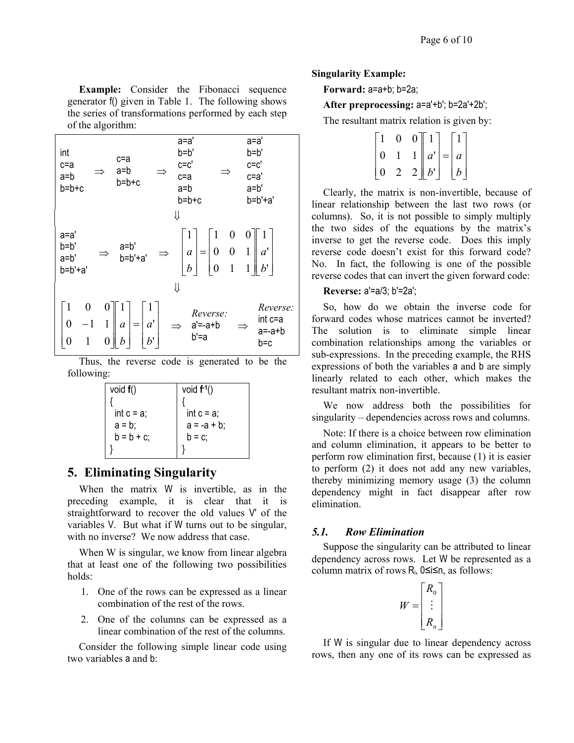**Example:** Consider the Fibonacci sequence generator f() given in Table 1. The following shows the series of transformations performed by each step of the algorithm:

```
int          c=a          a=a'         a=a'
c=a     ⇒    a=b     ⇒    b=b'    ⇒    b=b'
a=b          b=b+c        c=c'         c=c'
b=b+c                     c=a          c=a'
                          a=b          a=b'
                          b=b+c        b=b'+a'
                            ⇓
a=a'
b=b'    ⇒    a=b'
a=b'         b=b'+a'
b=b'+a'
```

$$\Rightarrow \begin{bmatrix} 1 \\ a \\ b \end{bmatrix} = \begin{bmatrix} 1 & 0 & 0 \\ 0 & 0 & 1 \\ 0 & 1 & 1 \end{bmatrix} \begin{bmatrix} 1 \\ a' \\ b' \end{bmatrix}$$

$$\Downarrow$$

$$\begin{bmatrix} 1 & 0 & 0 \\ 0 & -1 & 1 \\ 0 & 1 & 0 \end{bmatrix} \begin{bmatrix} 1 \\ a \\ b \end{bmatrix} = \begin{bmatrix} 1 \\ a' \\ b' \end{bmatrix}$$

$\Rightarrow$ *Reverse:* a'=-a+b b'=a $\Rightarrow$ *Reverse:* int c=a a=-a+b b=c

Thus, the reverse code is generated to be the following:

| void **f**() | void **f**$^{-1}$() |
|---|---|
| { int c = a; a = b; b = b + c; } | { int c = a; a = -a + b; b = c; } |

## 5. Eliminating Singularity

When the matrix W is invertible, as in the preceding example, it is clear that it is straightforward to recover the old values V' of the variables V. But what if W turns out to be singular, with no inverse? We now address that case.

When W is singular, we know from linear algebra that at least one of the following two possibilities holds:

1. One of the rows can be expressed as a linear combination of the rest of the rows.
2. One of the columns can be expressed as a linear combination of the rest of the columns.

Consider the following simple linear code using two variables a and b:

**Singularity Example:**

**Forward:** a=a+b; b=2a;

**After preprocessing:** a=a'+b'; b=2a'+2b';

The resultant matrix relation is given by:

$$\begin{bmatrix} 1 & 0 & 0 \\ 0 & 1 & 1 \\ 0 & 2 & 2 \end{bmatrix} \begin{bmatrix} 1 \\ a' \\ b' \end{bmatrix} = \begin{bmatrix} 1 \\ a \\ b \end{bmatrix}$$

Clearly, the matrix is non-invertible, because of linear relationship between the last two rows (or columns). So, it is not possible to simply multiply the two sides of the equations by the matrix's inverse to get the reverse code. Does this imply reverse code doesn't exist for this forward code? No. In fact, the following is one of the possible reverse codes that can invert the given forward code:

**Reverse:** a'=a/3; b'=2a';

So, how do we obtain the inverse code for forward codes whose matrices cannot be inverted? The solution is to eliminate simple linear combination relationships among the variables or sub-expressions. In the preceding example, the RHS expressions of both the variables a and b are simply linearly related to each other, which makes the resultant matrix non-invertible.

We now address both the possibilities for singularity – dependencies across rows and columns.

Note: If there is a choice between row elimination and column elimination, it appears to be better to perform row elimination first, because (1) it is easier to perform (2) it does not add any new variables, thereby minimizing memory usage (3) the column dependency might in fact disappear after row elimination.

### 5.1. *Row Elimination*

Suppose the singularity can be attributed to linear dependency across rows. Let W be represented as a column matrix of rows $R_i$, $0 \le i \le n$, as follows:

$$W = \begin{bmatrix} R_0 \\ \vdots \\ R_n \end{bmatrix}$$

If W is singular due to linear dependency across rows, then any one of its rows can be expressed as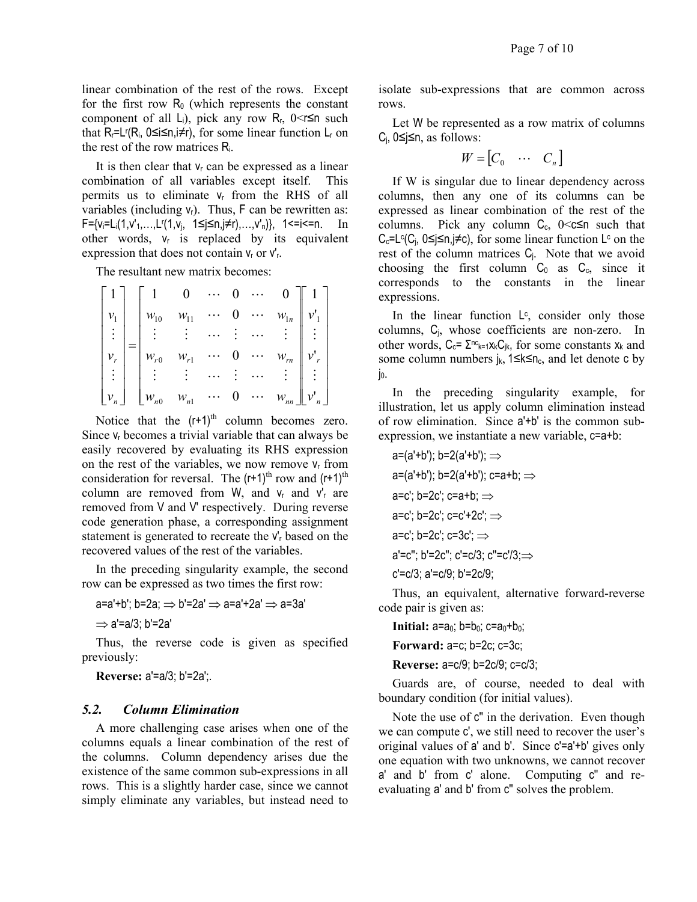linear combination of the rest of the rows. Except for the first row $R_0$ (which represents the constant component of all $L_i$), pick any row $R_r$, $0<r\leq n$ such that $R_r = L^r(R_i,\ 0\leq i\leq n, i\neq r)$, for some linear function $L_r$ on the rest of the row matrices $R_i$.

It is then clear that $v_r$ can be expressed as a linear combination of all variables except itself. This permits us to eliminate $v_r$ from the RHS of all variables (including $v_r$). Thus, F can be rewritten as: $F=\{v_i=L_i(1,v'_1,\ldots,L^r(1,v_j,\ 1\leq j\leq n, j\neq r),\ldots,v'_n)\}$, $1<=i<=n$. In other words, $v_r$ is replaced by its equivalent expression that does not contain $v_r$ or $v'_r$.

The resultant new matrix becomes:

$$\begin{bmatrix} 1 \\ v_1 \\ \vdots \\ v_r \\ \vdots \\ v_n \end{bmatrix} = \begin{bmatrix} 1 & 0 & \cdots & 0 & \cdots & 0 \\ w_{10} & w_{11} & \cdots & 0 & \cdots & w_{1n} \\ \vdots & \vdots & \cdots & \vdots & \cdots & \vdots \\ w_{r0} & w_{r1} & \cdots & 0 & \cdots & w_{rn} \\ \vdots & \vdots & \cdots & \vdots & \cdots & \vdots \\ w_{n0} & w_{n1} & \cdots & 0 & \cdots & w_{nn} \end{bmatrix} \begin{bmatrix} 1 \\ v'_1 \\ \vdots \\ v'_r \\ \vdots \\ v'_n \end{bmatrix}$$

Notice that the $(r+1)^{th}$ column becomes zero. Since $v_r$ becomes a trivial variable that can always be easily recovered by evaluating its RHS expression on the rest of the variables, we now remove $v_r$ from consideration for reversal. The $(r+1)^{th}$ row and $(r+1)^{th}$ column are removed from W, and $v_r$ and $v'_r$ are removed from V and V' respectively. During reverse code generation phase, a corresponding assignment statement is generated to recreate the $v'_r$ based on the recovered values of the rest of the variables.

In the preceding singularity example, the second row can be expressed as two times the first row:

a=a'+b'; b=2a; ⇒ b'=2a' ⇒ a=a'+2a' ⇒ a=3a'

⇒ a'=a/3; b'=2a'

Thus, the reverse code is given as specified previously:

**Reverse:** a'=a/3; b'=2a';.

### 5.2. *Column Elimination*

A more challenging case arises when one of the columns equals a linear combination of the rest of the columns. Column dependency arises due the existence of the same common sub-expressions in all rows. This is a slightly harder case, since we cannot simply eliminate any variables, but instead need to isolate sub-expressions that are common across rows.

Let W be represented as a row matrix of columns $C_j$, $0\leq j\leq n$, as follows:

$$W = \begin{bmatrix} C_0 & \cdots & C_n \end{bmatrix}$$

If W is singular due to linear dependency across columns, then any one of its columns can be expressed as linear combination of the rest of the columns. Pick any column $C_c$, $0<c\leq n$ such that $C_c = L^c(C_j,\ 0\leq j\leq n, j\neq c)$, for some linear function $L^c$ on the rest of the column matrices $C_j$. Note that we avoid choosing the first column $C_0$ as $C_c$, since it corresponds to the constants in the linear expressions.

In the linear function $L^c$, consider only those columns, $C_j$, whose coefficients are non-zero. In other words, $C_c = \Sigma^{n_c}_{k=1} x_k C_{jk}$, for some constants $x_k$ and some column numbers $j_k$, $1\leq k\leq n_c$, and let denote c by $j_0$.

In the preceding singularity example, for illustration, let us apply column elimination instead of row elimination. Since a'+b' is the common sub-expression, we instantiate a new variable, c=a+b:

a=(a'+b'); b=2(a'+b'); ⇒

a=(a'+b'); b=2(a'+b'); c=a+b; ⇒

a=c'; b=2c'; c=a+b; ⇒

a=c'; b=2c'; c=c'+2c'; ⇒

a=c'; b=2c'; c=3c'; ⇒

a'=c''; b'=2c''; c'=c/3; c''=c'/3;⇒

c'=c/3; a'=c/9; b'=2c/9;

Thus, an equivalent, alternative forward-reverse code pair is given as:

**Initial:** a=$a_0$; b=$b_0$; c=$a_0$+$b_0$;

**Forward:** a=c; b=2c; c=3c;

**Reverse:** a=c/9; b=2c/9; c=c/3;

Guards are, of course, needed to deal with boundary condition (for initial values).

Note the use of c'' in the derivation. Even though we can compute c', we still need to recover the user's original values of a' and b'. Since c'=a'+b' gives only one equation with two unknowns, we cannot recover a' and b' from c' alone. Computing c'' and re-evaluating a' and b' from c'' solves the problem.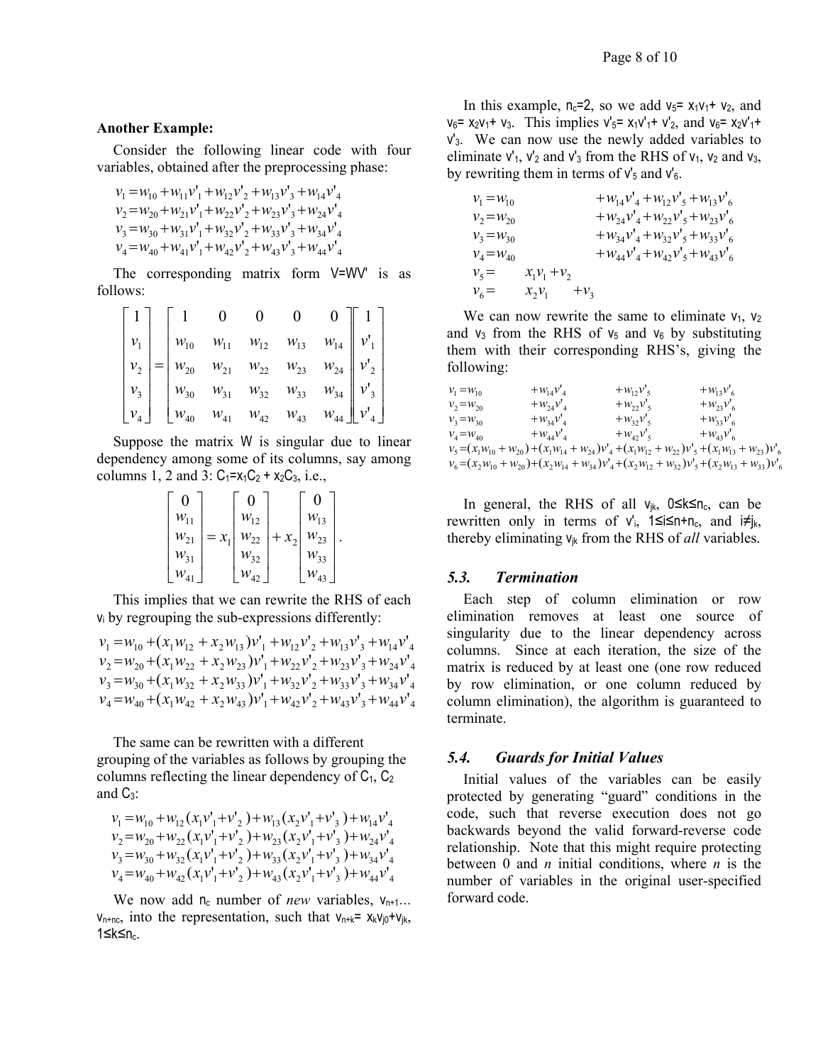**Another Example:**

Consider the following linear code with four variables, obtained after the preprocessing phase:

$$
\begin{aligned}
v_1 &= w_{10} + w_{11}v'_1 + w_{12}v'_2 + w_{13}v'_3 + w_{14}v'_4 \\
v_2 &= w_{20} + w_{21}v'_1 + w_{22}v'_2 + w_{23}v'_3 + w_{24}v'_4 \\
v_3 &= w_{30} + w_{31}v'_1 + w_{32}v'_2 + w_{33}v'_3 + w_{34}v'_4 \\
v_4 &= w_{40} + w_{41}v'_1 + w_{42}v'_2 + w_{43}v'_3 + w_{44}v'_4
\end{aligned}
$$

The corresponding matrix form $V=WV'$ is as follows:

$$
\begin{bmatrix} 1 \\ v_1 \\ v_2 \\ v_3 \\ v_4 \end{bmatrix} = \begin{bmatrix} 1 & 0 & 0 & 0 & 0 \\ w_{10} & w_{11} & w_{12} & w_{13} & w_{14} \\ w_{20} & w_{21} & w_{22} & w_{23} & w_{24} \\ w_{30} & w_{31} & w_{32} & w_{33} & w_{34} \\ w_{40} & w_{41} & w_{42} & w_{43} & w_{44} \end{bmatrix} \begin{bmatrix} 1 \\ v'_1 \\ v'_2 \\ v'_3 \\ v'_4 \end{bmatrix}
$$

Suppose the matrix $W$ is singular due to linear dependency among some of its columns, say among columns 1, 2 and 3: $C_1=x_1C_2 + x_2C_3$, i.e.,

$$
\begin{bmatrix} 0 \\ w_{11} \\ w_{21} \\ w_{31} \\ w_{41} \end{bmatrix} = x_1 \begin{bmatrix} 0 \\ w_{12} \\ w_{22} \\ w_{32} \\ w_{42} \end{bmatrix} + x_2 \begin{bmatrix} 0 \\ w_{13} \\ w_{23} \\ w_{33} \\ w_{43} \end{bmatrix}.
$$

This implies that we can rewrite the RHS of each $v_i$ by regrouping the sub-expressions differently:

$$
\begin{aligned}
v_1 &= w_{10} + (x_1w_{12} + x_2w_{13})v'_1 + w_{12}v'_2 + w_{13}v'_3 + w_{14}v'_4 \\
v_2 &= w_{20} + (x_1w_{22} + x_2w_{23})v'_1 + w_{22}v'_2 + w_{23}v'_3 + w_{24}v'_4 \\
v_3 &= w_{30} + (x_1w_{32} + x_2w_{33})v'_1 + w_{32}v'_2 + w_{33}v'_3 + w_{34}v'_4 \\
v_4 &= w_{40} + (x_1w_{42} + x_2w_{43})v'_1 + w_{42}v'_2 + w_{43}v'_3 + w_{44}v'_4
\end{aligned}
$$

The same can be rewritten with a different grouping of the variables as follows by grouping the columns reflecting the linear dependency of $C_1$, $C_2$ and $C_3$:

$$
\begin{aligned}
v_1 &= w_{10} + w_{12}(x_1v'_1 + v'_2) + w_{13}(x_2v'_1 + v'_3) + w_{14}v'_4 \\
v_2 &= w_{20} + w_{22}(x_1v'_1 + v'_2) + w_{23}(x_2v'_1 + v'_3) + w_{24}v'_4 \\
v_3 &= w_{30} + w_{32}(x_1v'_1 + v'_2) + w_{33}(x_2v'_1 + v'_3) + w_{34}v'_4 \\
v_4 &= w_{40} + w_{42}(x_1v'_1 + v'_2) + w_{43}(x_2v'_1 + v'_3) + w_{44}v'_4
\end{aligned}
$$

We now add $n_c$ number of *new* variables, $v_{n+1} \ldots v_{n+nc}$, into the representation, such that $v_{n+k} = x_kv_{j0}+v_{jk}$, $1 \le k \le n_c$.

In this example, $n_c=2$, so we add $v_5 = x_1v_1 + v_2$, and $v_6 = x_2v_1 + v_3$. This implies $v'_5 = x_1v'_1 + v'_2$, and $v_6 = x_2v'_1 + v'_3$. We can now use the newly added variables to eliminate $v'_1$, $v'_2$ and $v'_3$ from the RHS of $v_1$, $v_2$ and $v_3$, by rewriting them in terms of $v'_5$ and $v'_6$.

$$
\begin{aligned}
v_1 &= w_{10} && + w_{14}v'_4 + w_{12}v'_5 + w_{13}v'_6 \\
v_2 &= w_{20} && + w_{24}v'_4 + w_{22}v'_5 + w_{23}v'_6 \\
v_3 &= w_{30} && + w_{34}v'_4 + w_{32}v'_5 + w_{33}v'_6 \\
v_4 &= w_{40} && + w_{44}v'_4 + w_{42}v'_5 + w_{43}v'_6 \\
v_5 &= x_1v_1 + v_2 && \\
v_6 &= x_2v_1 + v_3 &&
\end{aligned}
$$

We can now rewrite the same to eliminate $v_1$, $v_2$ and $v_3$ from the RHS of $v_5$ and $v_6$ by substituting them with their corresponding RHS's, giving the following:

$$
\begin{aligned}
v_1 &= w_{10} + w_{14}v'_4 + w_{12}v'_5 + w_{13}v'_6 \\
v_2 &= w_{20} + w_{24}v'_4 + w_{22}v'_5 + w_{23}v'_6 \\
v_3 &= w_{30} + w_{34}v'_4 + w_{32}v'_5 + w_{33}v'_6 \\
v_4 &= w_{40} + w_{44}v'_4 + w_{42}v'_5 + w_{43}v'_6 \\
v_5 &= (x_1w_{10} + w_{20}) + (x_1w_{14} + w_{24})v'_4 + (x_1w_{12} + w_{22})v'_5 + (x_1w_{13} + w_{23})v'_6 \\
v_6 &= (x_2w_{10} + w_{20}) + (x_2w_{14} + w_{34})v'_4 + (x_2w_{12} + w_{32})v'_5 + (x_2w_{13} + w_{33})v'_6
\end{aligned}
$$

In general, the RHS of all $v_{jk}$, $0 \le k \le n_c$, can be rewritten only in terms of $v'_i$, $1 \le i \le n+n_c$, and $i \ne j_k$, thereby eliminating $v_{jk}$ from the RHS of *all* variables.

### 5.3. Termination

Each step of column elimination or row elimination removes at least one source of singularity due to the linear dependency across columns. Since at each iteration, the size of the matrix is reduced by at least one (one row reduced by row elimination, or one column reduced by column elimination), the algorithm is guaranteed to terminate.

### 5.4. Guards for Initial Values

Initial values of the variables can be easily protected by generating "guard" conditions in the code, such that reverse execution does not go backwards beyond the valid forward-reverse code relationship. Note that this might require protecting between 0 and *n* initial conditions, where *n* is the number of variables in the original user-specified forward code.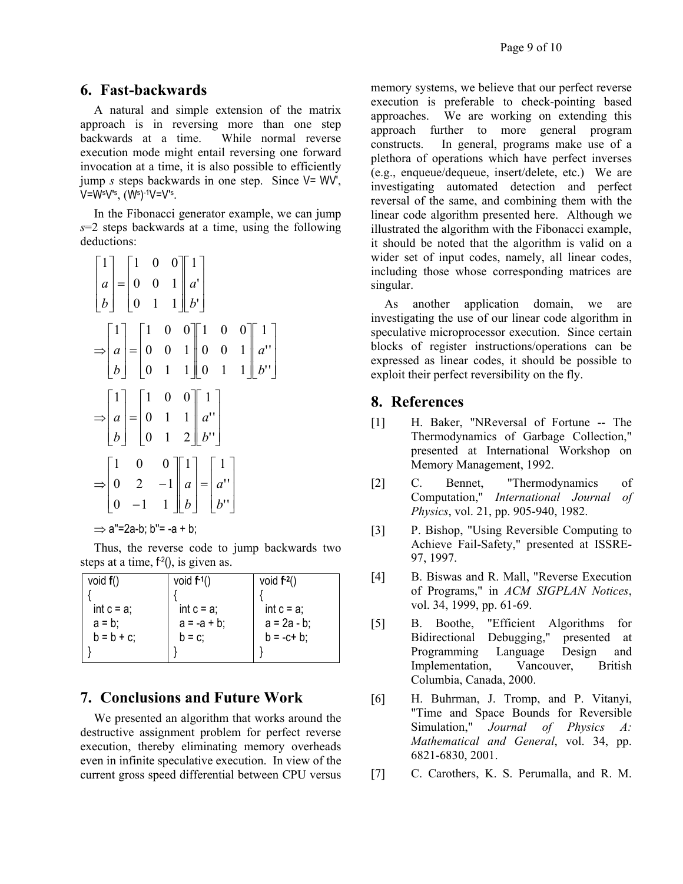## 6. Fast-backwards

A natural and simple extension of the matrix approach is in reversing more than one step backwards at a time. While normal reverse execution mode might entail reversing one forward invocation at a time, it is also possible to efficiently jump *s* steps backwards in one step. Since $V = WV'$, $V = W^s V'^s$, $(W^s)^{-1} V = V'^s$.

In the Fibonacci generator example, we can jump *s*=2 steps backwards at a time, using the following deductions:

$$\begin{bmatrix} 1 \\ a \\ b \end{bmatrix} = \begin{bmatrix} 1 & 0 & 0 \\ 0 & 0 & 1 \\ 0 & 1 & 1 \end{bmatrix} \begin{bmatrix} 1 \\ a' \\ b' \end{bmatrix}$$

$$\Rightarrow \begin{bmatrix} 1 \\ a \\ b \end{bmatrix} = \begin{bmatrix} 1 & 0 & 0 \\ 0 & 0 & 1 \\ 0 & 1 & 1 \end{bmatrix} \begin{bmatrix} 1 & 0 & 0 \\ 0 & 0 & 1 \\ 0 & 1 & 1 \end{bmatrix} \begin{bmatrix} 1 \\ a'' \\ b'' \end{bmatrix}$$

$$\Rightarrow \begin{bmatrix} 1 \\ a \\ b \end{bmatrix} = \begin{bmatrix} 1 & 0 & 0 \\ 0 & 1 & 1 \\ 0 & 1 & 2 \end{bmatrix} \begin{bmatrix} 1 \\ a'' \\ b'' \end{bmatrix}$$

$$\Rightarrow \begin{bmatrix} 1 & 0 & 0 \\ 0 & 2 & -1 \\ 0 & -1 & 1 \end{bmatrix} \begin{bmatrix} 1 \\ a \\ b \end{bmatrix} = \begin{bmatrix} 1 \\ a'' \\ b'' \end{bmatrix}$$

$\Rightarrow$ a''=2a-b; b''= -a + b;

Thus, the reverse code to jump backwards two steps at a time, $f^{-2}()$, is given as.

| void **f**() | void **f**$^{-1}$() | void **f**$^{-2}$() |
|---|---|---|
| { | { | { |
| int c = a; | int c = a; | int c = a; |
| a = b; | a = -a + b; | a = 2a - b; |
| b = b + c; | b = c; | b = -c+ b; |
| } | } | } |

## 7. Conclusions and Future Work

We presented an algorithm that works around the destructive assignment problem for perfect reverse execution, thereby eliminating memory overheads even in infinite speculative execution. In view of the current gross speed differential between CPU versus memory systems, we believe that our perfect reverse execution is preferable to check-pointing based approaches. We are working on extending this approach further to more general program constructs. In general, programs make use of a plethora of operations which have perfect inverses (e.g., enqueue/dequeue, insert/delete, etc.) We are investigating automated detection and perfect reversal of the same, and combining them with the linear code algorithm presented here. Although we illustrated the algorithm with the Fibonacci example, it should be noted that the algorithm is valid on a wider set of input codes, namely, all linear codes, including those whose corresponding matrices are singular.

As another application domain, we are investigating the use of our linear code algorithm in speculative microprocessor execution. Since certain blocks of register instructions/operations can be expressed as linear codes, it should be possible to exploit their perfect reversibility on the fly.

## 8. References

[1] H. Baker, "NReversal of Fortune -- The Thermodynamics of Garbage Collection," presented at International Workshop on Memory Management, 1992.

[2] C. Bennet, "Thermodynamics of Computation," *International Journal of Physics*, vol. 21, pp. 905-940, 1982.

[3] P. Bishop, "Using Reversible Computing to Achieve Fail-Safety," presented at ISSRE-97, 1997.

[4] B. Biswas and R. Mall, "Reverse Execution of Programs," in *ACM SIGPLAN Notices*, vol. 34, 1999, pp. 61-69.

[5] B. Boothe, "Efficient Algorithms for Bidirectional Debugging," presented at Programming Language Design and Implementation, Vancouver, British Columbia, Canada, 2000.

[6] H. Buhrman, J. Tromp, and P. Vitanyi, "Time and Space Bounds for Reversible Simulation," *Journal of Physics A: Mathematical and General*, vol. 34, pp. 6821-6830, 2001.

[7] C. Carothers, K. S. Perumalla, and R. M.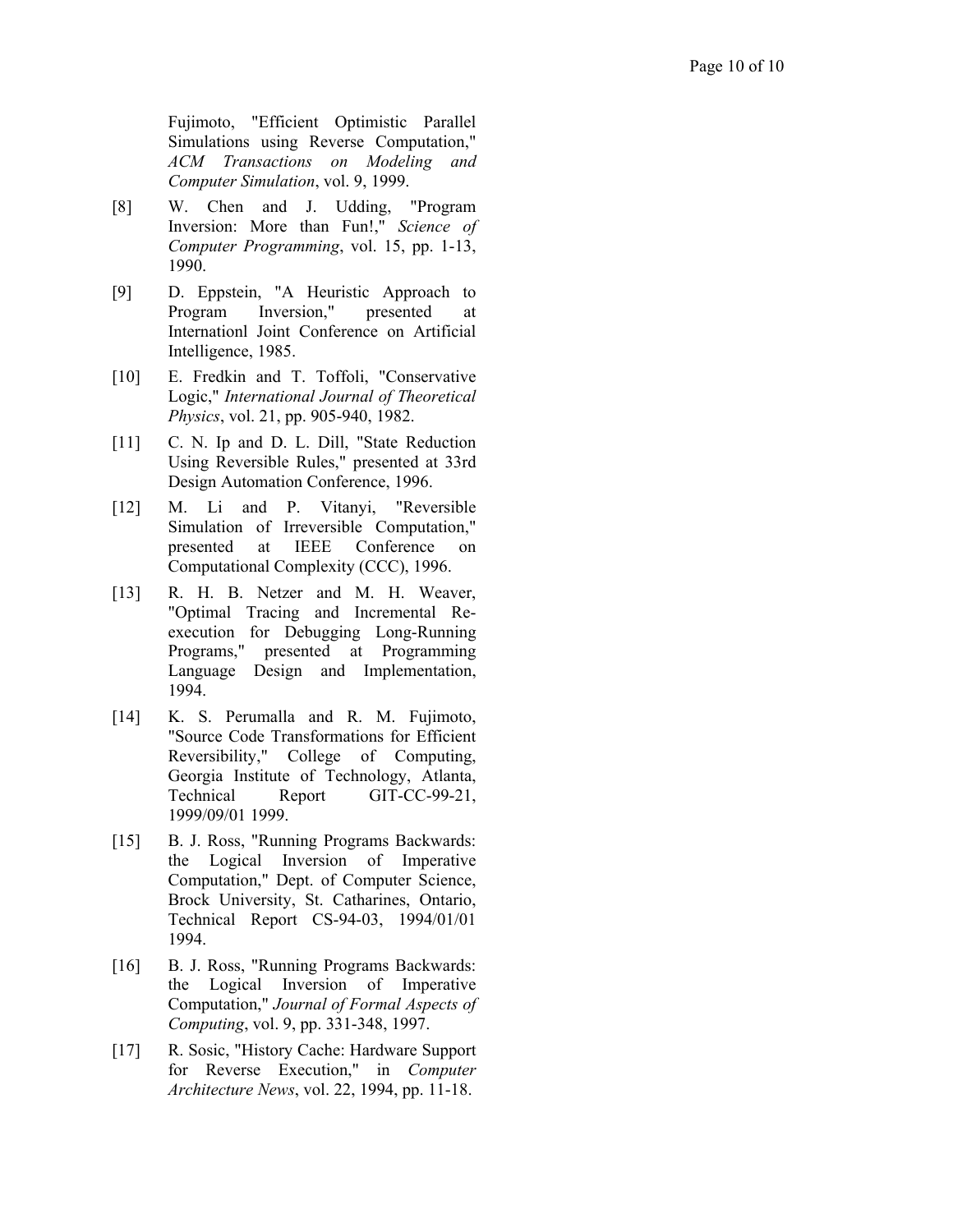Fujimoto, "Efficient Optimistic Parallel Simulations using Reverse Computation," *ACM Transactions on Modeling and Computer Simulation*, vol. 9, 1999.

[8] W. Chen and J. Udding, "Program Inversion: More than Fun!," *Science of Computer Programming*, vol. 15, pp. 1-13, 1990.

[9] D. Eppstein, "A Heuristic Approach to Program Inversion," presented at Internationl Joint Conference on Artificial Intelligence, 1985.

[10] E. Fredkin and T. Toffoli, "Conservative Logic," *International Journal of Theoretical Physics*, vol. 21, pp. 905-940, 1982.

[11] C. N. Ip and D. L. Dill, "State Reduction Using Reversible Rules," presented at 33rd Design Automation Conference, 1996.

[12] M. Li and P. Vitanyi, "Reversible Simulation of Irreversible Computation," presented at IEEE Conference on Computational Complexity (CCC), 1996.

[13] R. H. B. Netzer and M. H. Weaver, "Optimal Tracing and Incremental Re-execution for Debugging Long-Running Programs," presented at Programming Language Design and Implementation, 1994.

[14] K. S. Perumalla and R. M. Fujimoto, "Source Code Transformations for Efficient Reversibility," College of Computing, Georgia Institute of Technology, Atlanta, Technical Report GIT-CC-99-21, 1999/09/01 1999.

[15] B. J. Ross, "Running Programs Backwards: the Logical Inversion of Imperative Computation," Dept. of Computer Science, Brock University, St. Catharines, Ontario, Technical Report CS-94-03, 1994/01/01 1994.

[16] B. J. Ross, "Running Programs Backwards: the Logical Inversion of Imperative Computation," *Journal of Formal Aspects of Computing*, vol. 9, pp. 331-348, 1997.

[17] R. Sosic, "History Cache: Hardware Support for Reverse Execution," in *Computer Architecture News*, vol. 22, 1994, pp. 11-18.